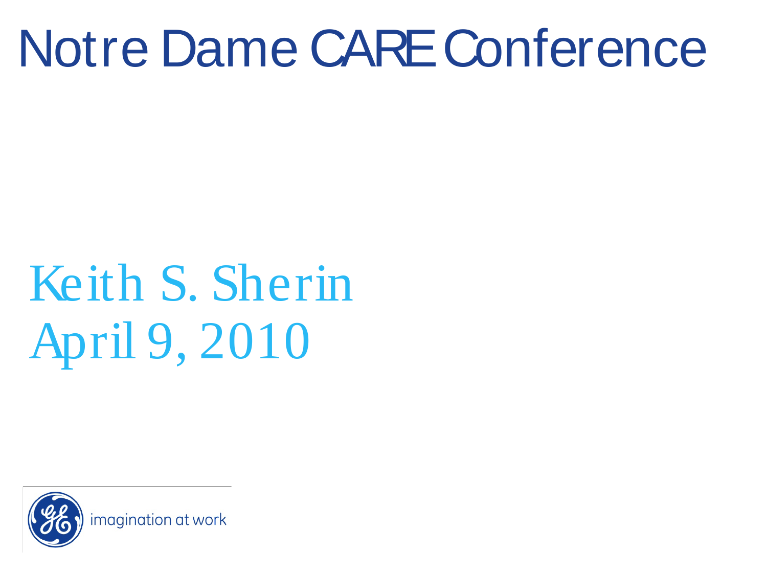# Notre Dame CARE Conference

Keith S. Sherin

April 9, 2010

imagination at work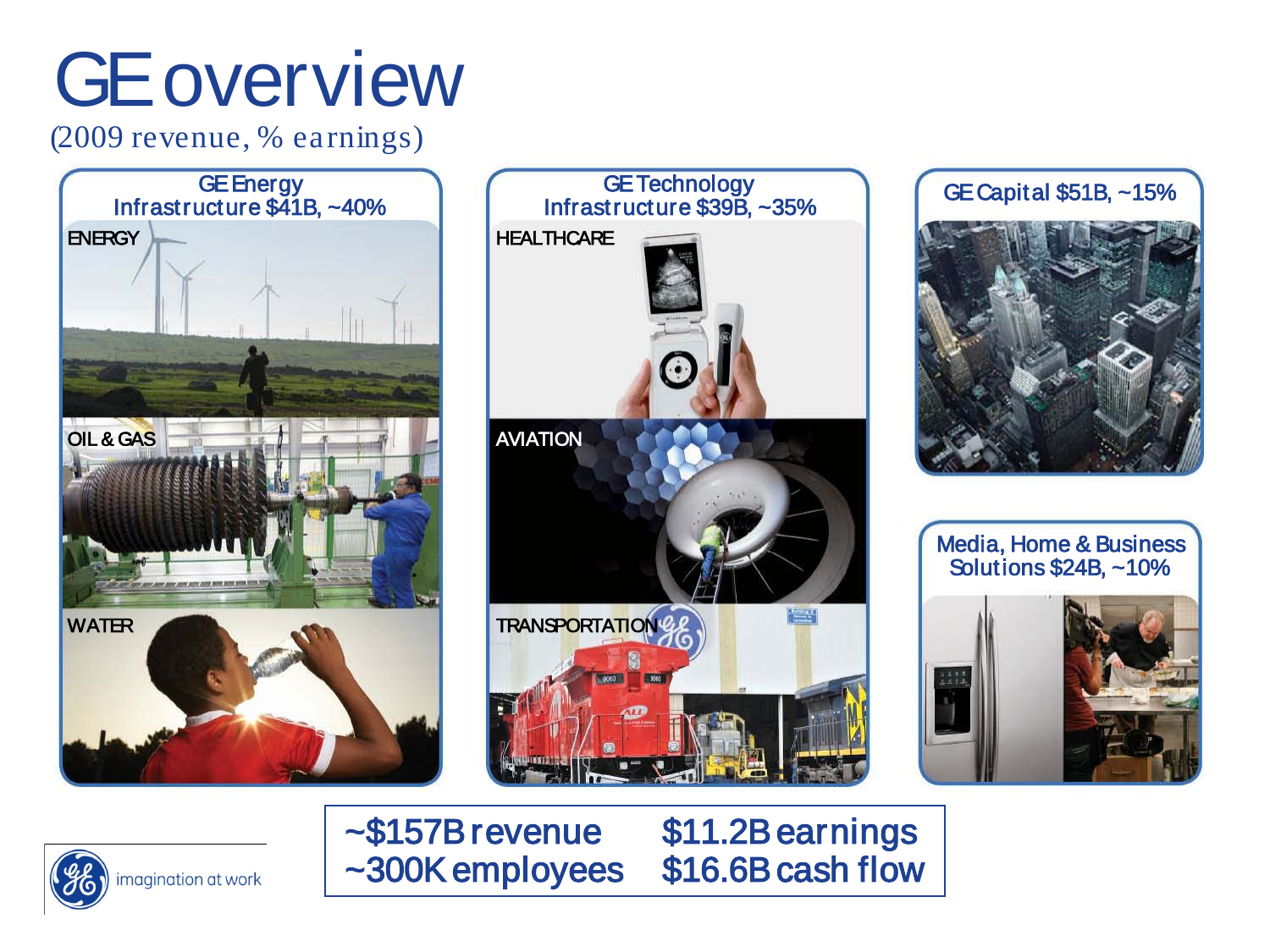# GE overview

(2009 revenue, % earnings)

**GE Energy Infrastructure $41B, ~40%**

- ENERGY
- OIL & GAS
- WATER

**GE Technology Infrastructure $39B, ~35%**

- HEALTHCARE
- AVIATION
- TRANSPORTATION

**GE Capital $51B, ~15%**

**Media, Home & Business Solutions $24B, ~10%**

| | |
|---|---|
| ~$157B revenue | $11.2B earnings |
| ~300K employees | $16.6B cash flow |

imagination at work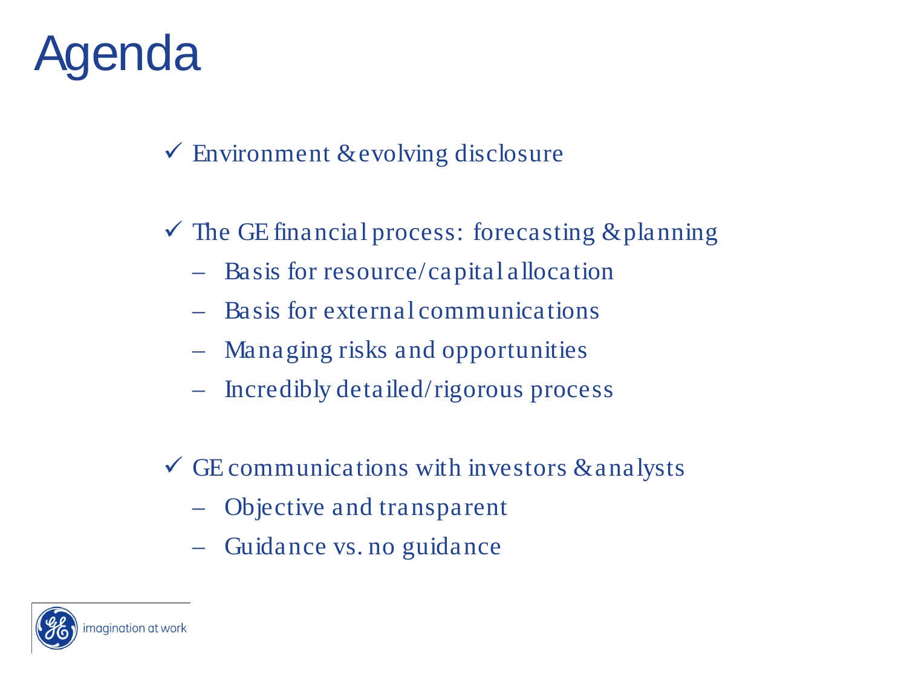# Agenda

- ✓ Environment & evolving disclosure
- ✓ The GE financial process: forecasting & planning
  - Basis for resource/capital allocation
  - Basis for external communications
  - Managing risks and opportunities
  - Incredibly detailed/rigorous process
- ✓ GE communications with investors & analysts
  - Objective and transparent
  - Guidance vs. no guidance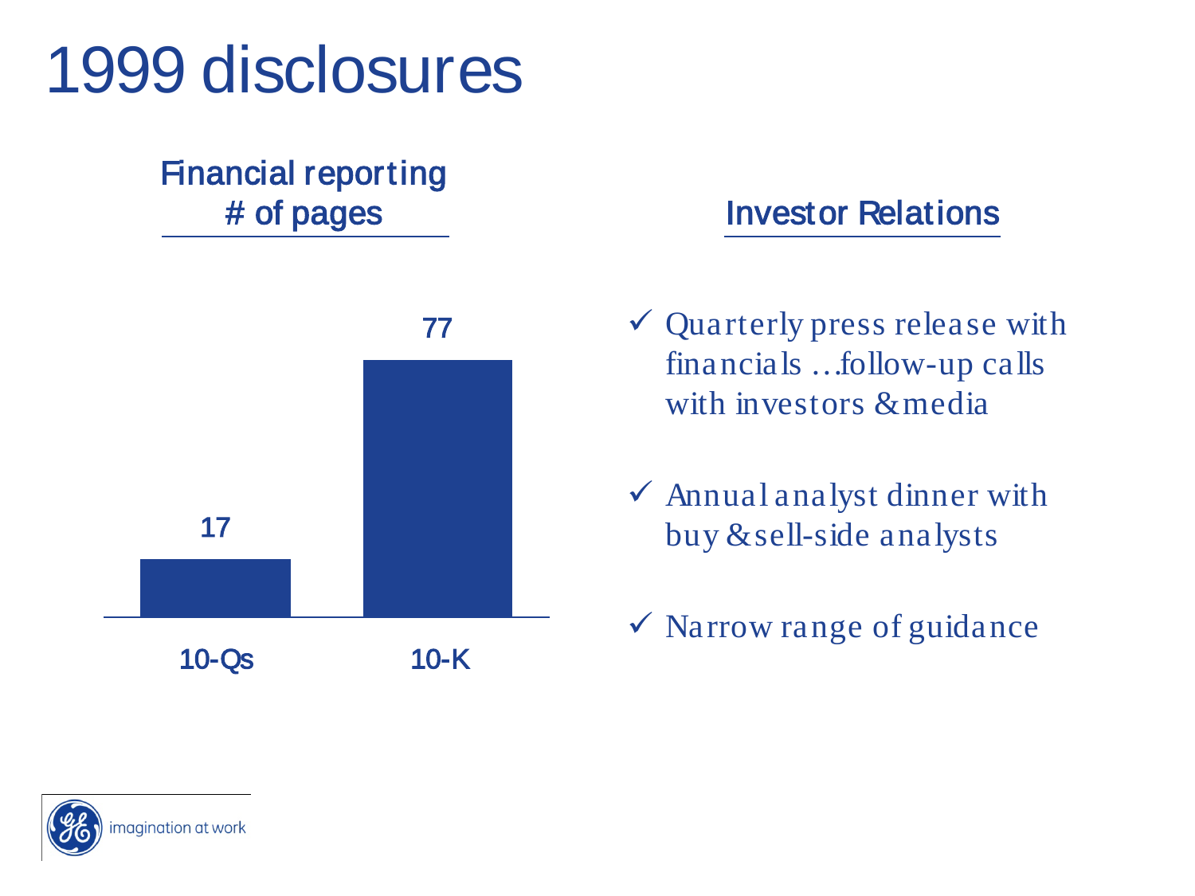# 1999 disclosures

## Financial reporting
## # of pages

| | 10-Qs | 10-K |
|---|---|---|
| # of pages | 17 | 77 |

## Investor Relations

- ✓ Quarterly press release with financials …follow-up calls with investors & media
- ✓ Annual analyst dinner with buy & sell-side analysts
- ✓ Narrow range of guidance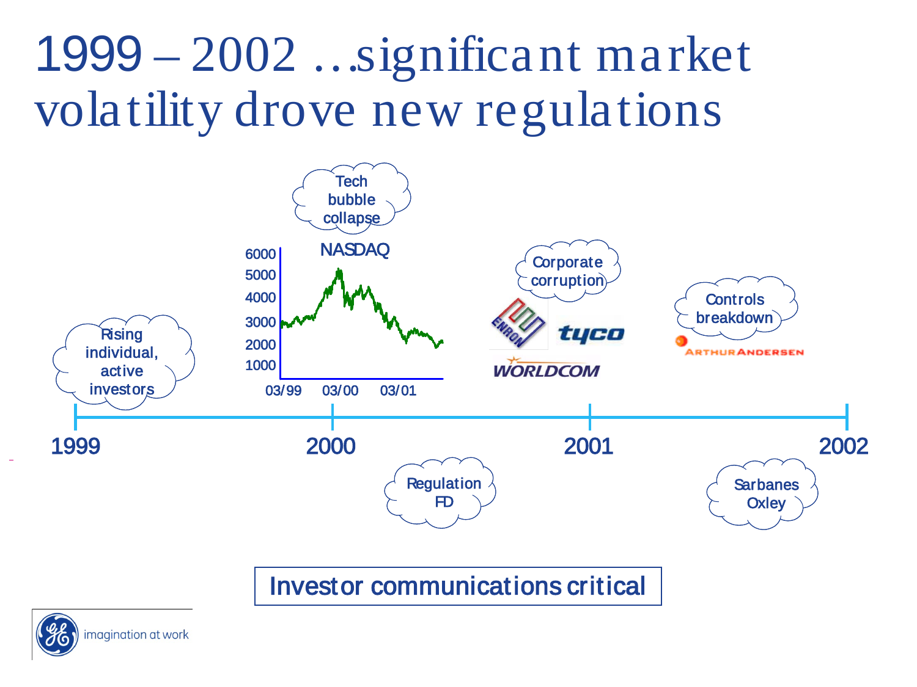# 1999 – 2002 …significant market volatility drove new regulations

- Rising individual, active investors
- Tech bubble collapse

NASDAQ

6000
5000
4000
3000
2000
1000

03/99 03/00 03/01

- Corporate corruption

ENRON tyco WORLDCOM

- Controls breakdown

ARTHUR ANDERSEN

1999 2000 2001 2002

- Regulation FD
- Sarbanes Oxley

**Investor communications critical**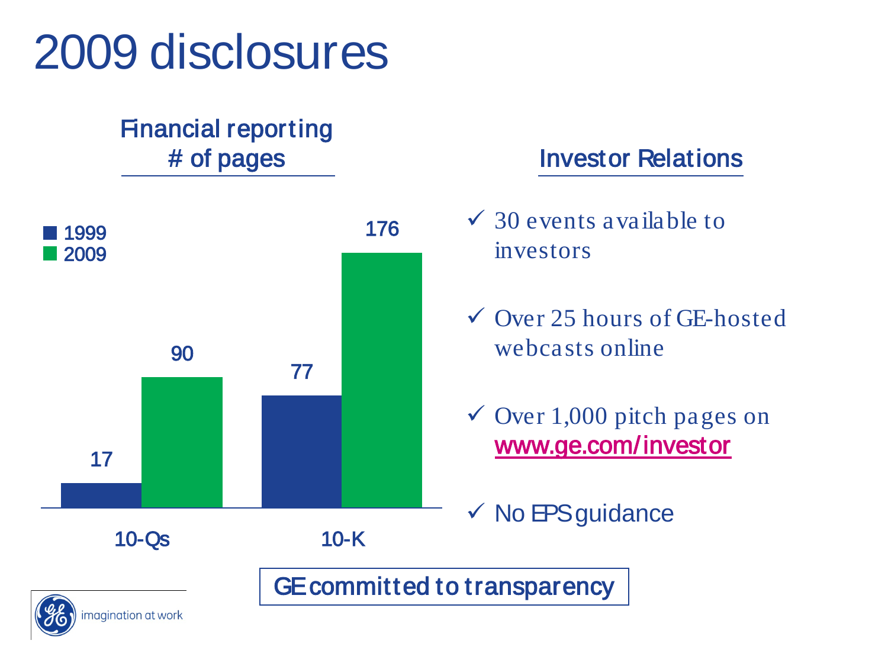# 2009 disclosures

## Financial reporting # of pages

|  | 1999 | 2009 |
|---|---|---|
| 10-Qs | 17 | 90 |
| 10-K | 77 | 176 |

## Investor Relations

- ✓ 30 events available to investors
- ✓ Over 25 hours of GE-hosted webcasts online
- ✓ Over 1,000 pitch pages on www.ge.com/investor
- ✓ No EPS guidance

**GE committed to transparency**

imagination at work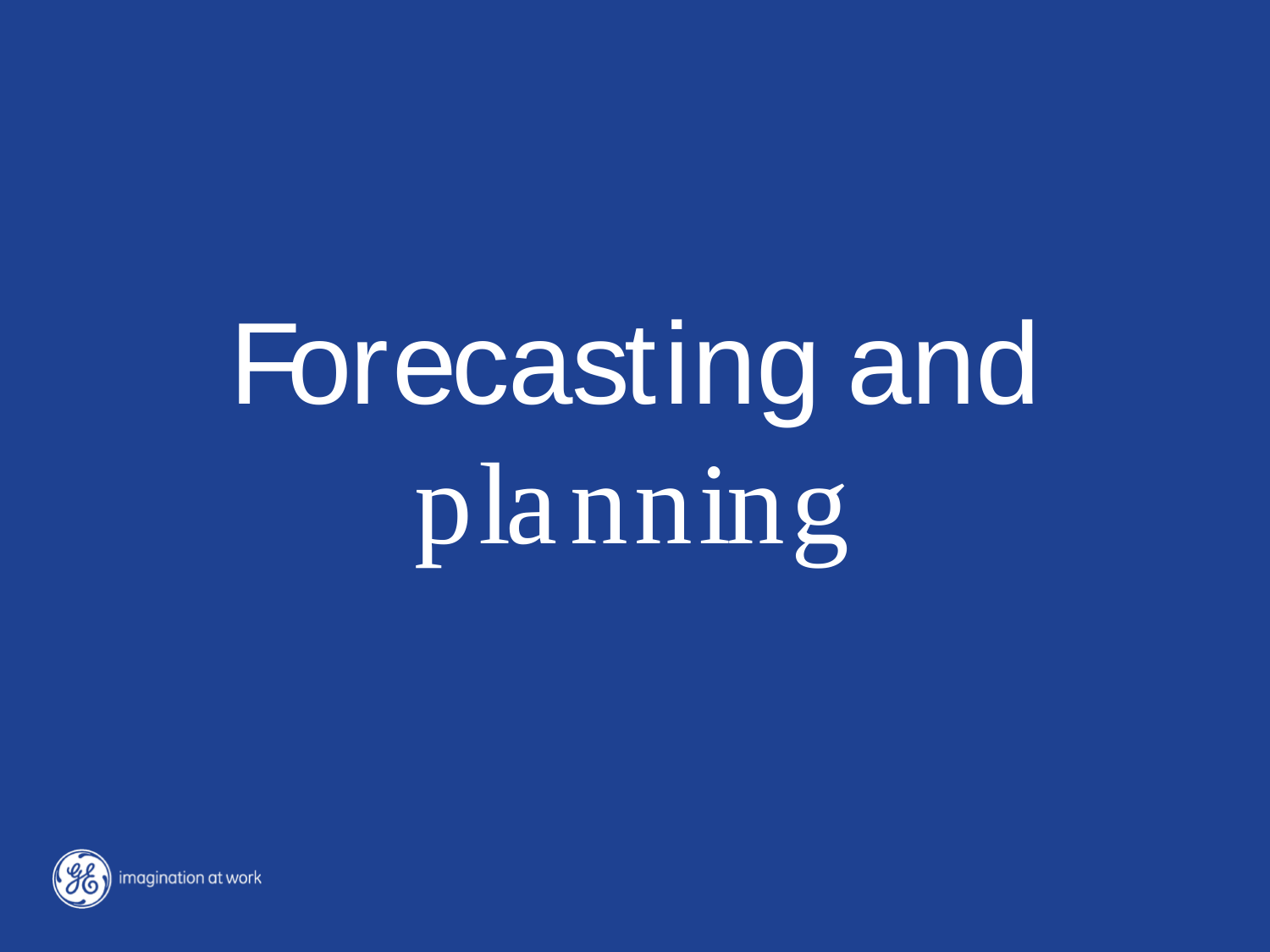# Forecasting and planning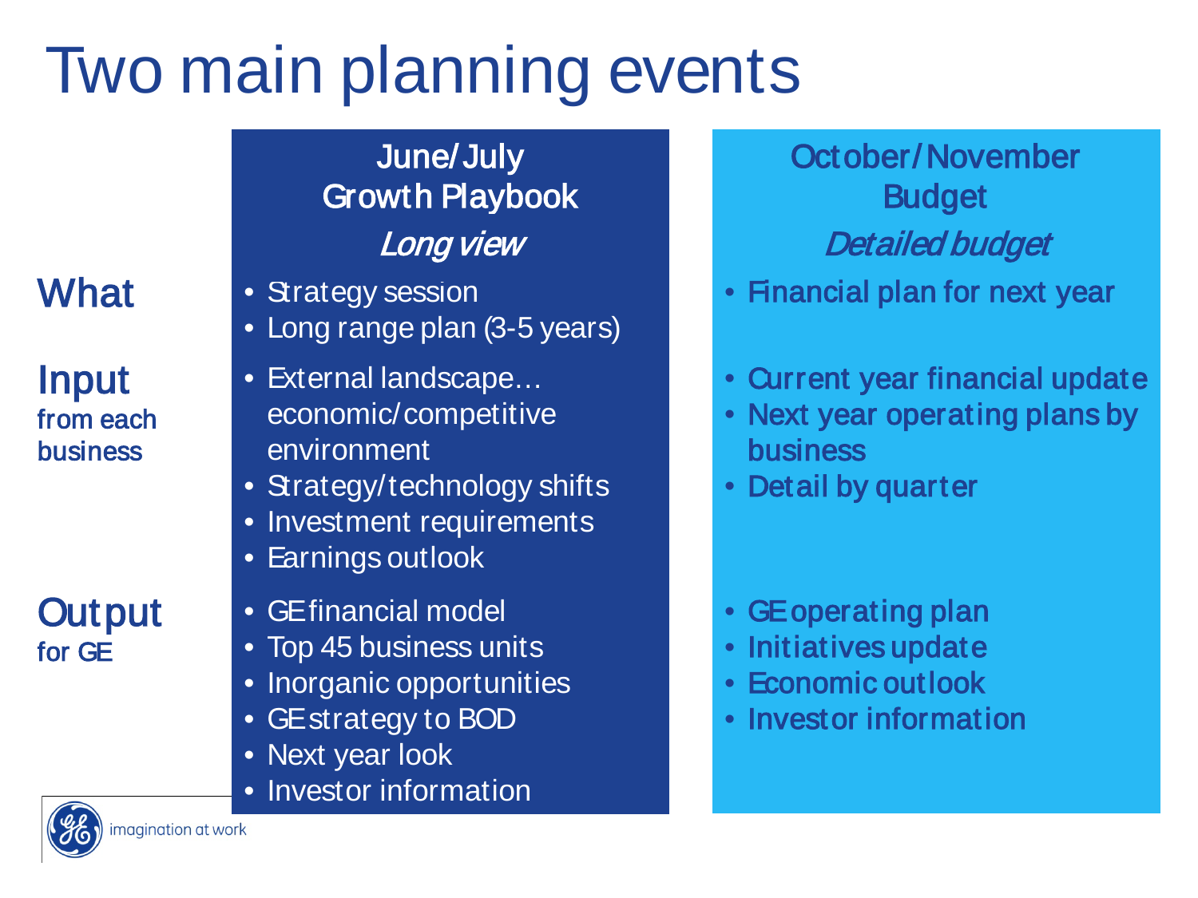# Two main planning events

| | June/July<br>Growth Playbook<br>*Long view* | October/November<br>Budget<br>*Detailed budget* |
|---|---|---|
| **What** | • Strategy session<br>• Long range plan (3-5 years) | • Financial plan for next year |
| **Input** from each business | • External landscape… economic/competitive environment<br>• Strategy/technology shifts<br>• Investment requirements<br>• Earnings outlook | • Current year financial update<br>• Next year operating plans by business<br>• Detail by quarter |
| **Output** for GE | • GE financial model<br>• Top 45 business units<br>• Inorganic opportunities<br>• GE strategy to BOD<br>• Next year look<br>• Investor information | • GE operating plan<br>• Initiatives update<br>• Economic outlook<br>• Investor information |

imagination at work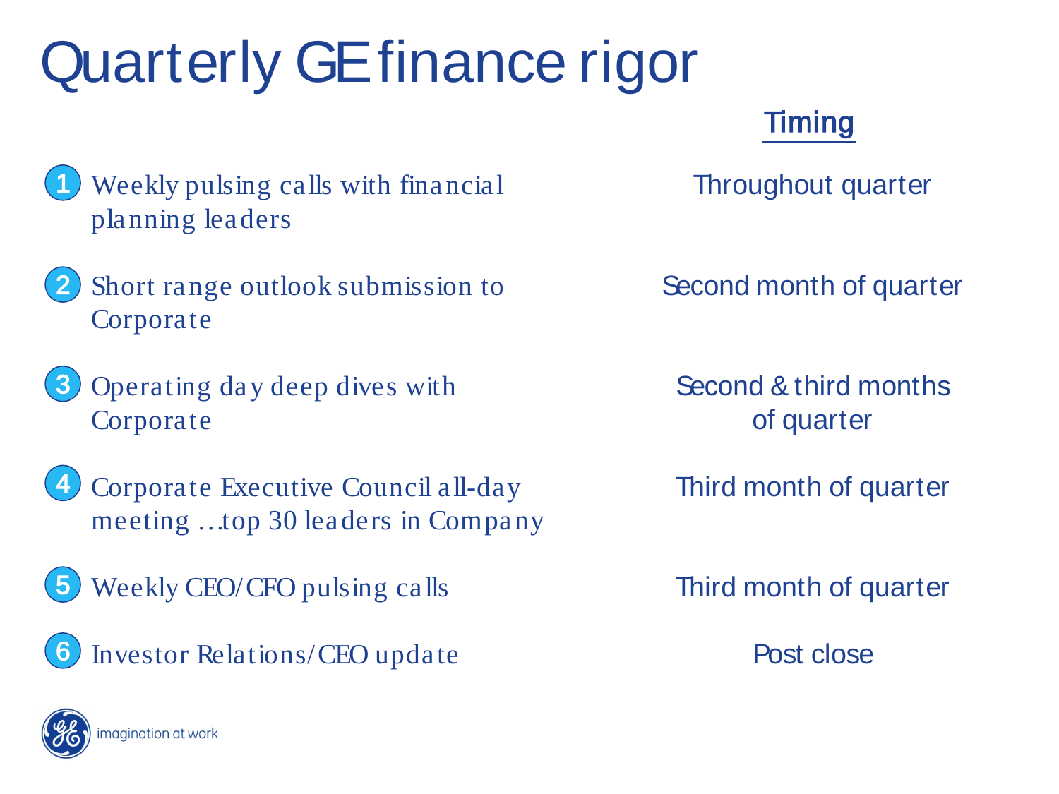# Quarterly GE finance rigor

| # | Item | Timing |
|---|---|---|
| 1 | Weekly pulsing calls with financial planning leaders | Throughout quarter |
| 2 | Short range outlook submission to Corporate | Second month of quarter |
| 3 | Operating day deep dives with Corporate | Second & third months of quarter |
| 4 | Corporate Executive Council all-day meeting …top 30 leaders in Company | Third month of quarter |
| 5 | Weekly CEO/CFO pulsing calls | Third month of quarter |
| 6 | Investor Relations/CEO update | Post close |

imagination at work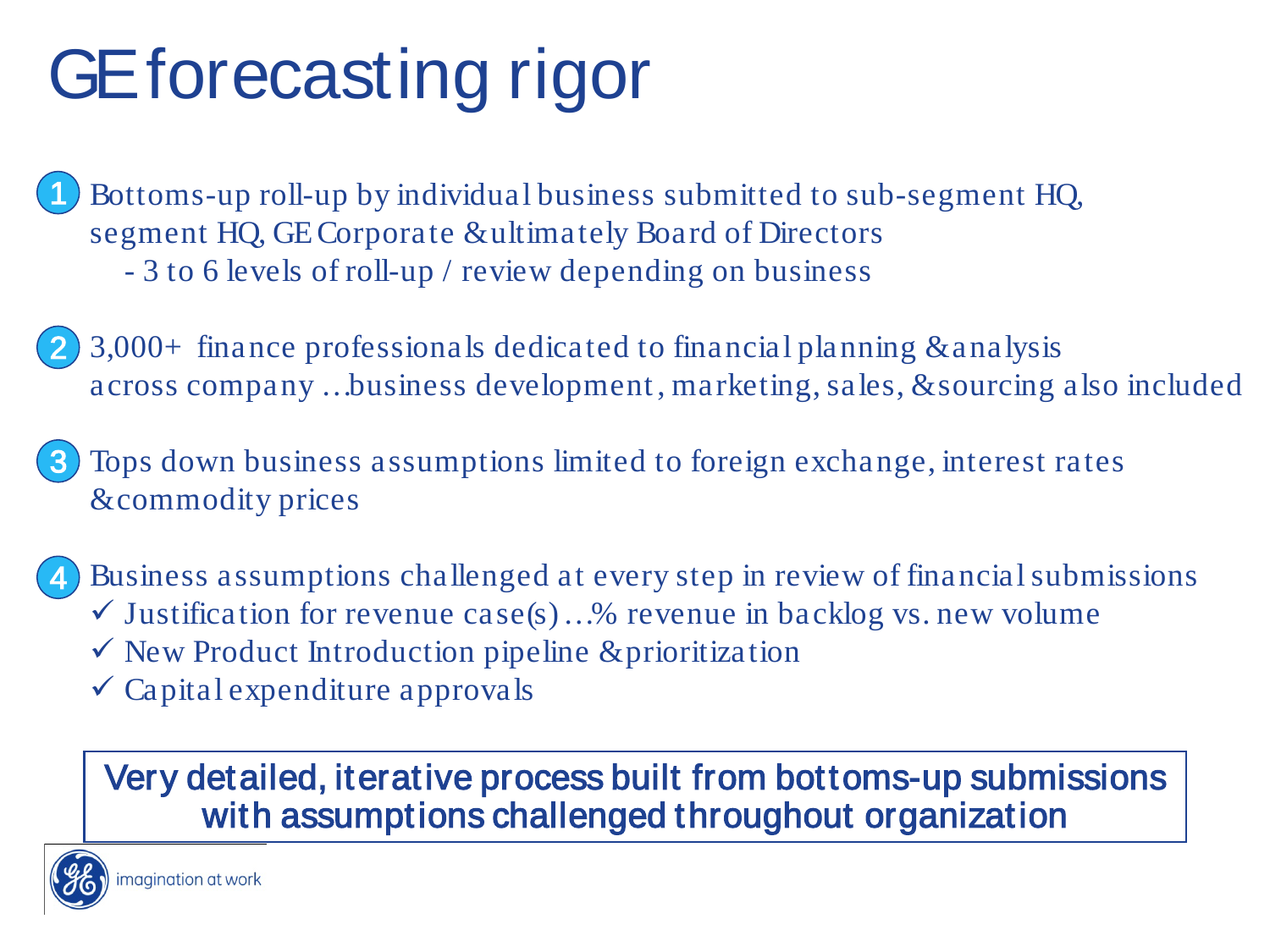# GE forecasting rigor

1. Bottoms-up roll-up by individual business submitted to sub-segment HQ, segment HQ, GE Corporate & ultimately Board of Directors
   - 3 to 6 levels of roll-up / review depending on business

2. 3,000+ finance professionals dedicated to financial planning & analysis across company …business development, marketing, sales, & sourcing also included

3. Tops down business assumptions limited to foreign exchange, interest rates & commodity prices

4. Business assumptions challenged at every step in review of financial submissions
   - ✓ Justification for revenue case(s) …% revenue in backlog vs. new volume
   - ✓ New Product Introduction pipeline & prioritization
   - ✓ Capital expenditure approvals

**Very detailed, iterative process built from bottoms-up submissions with assumptions challenged throughout organization**

imagination at work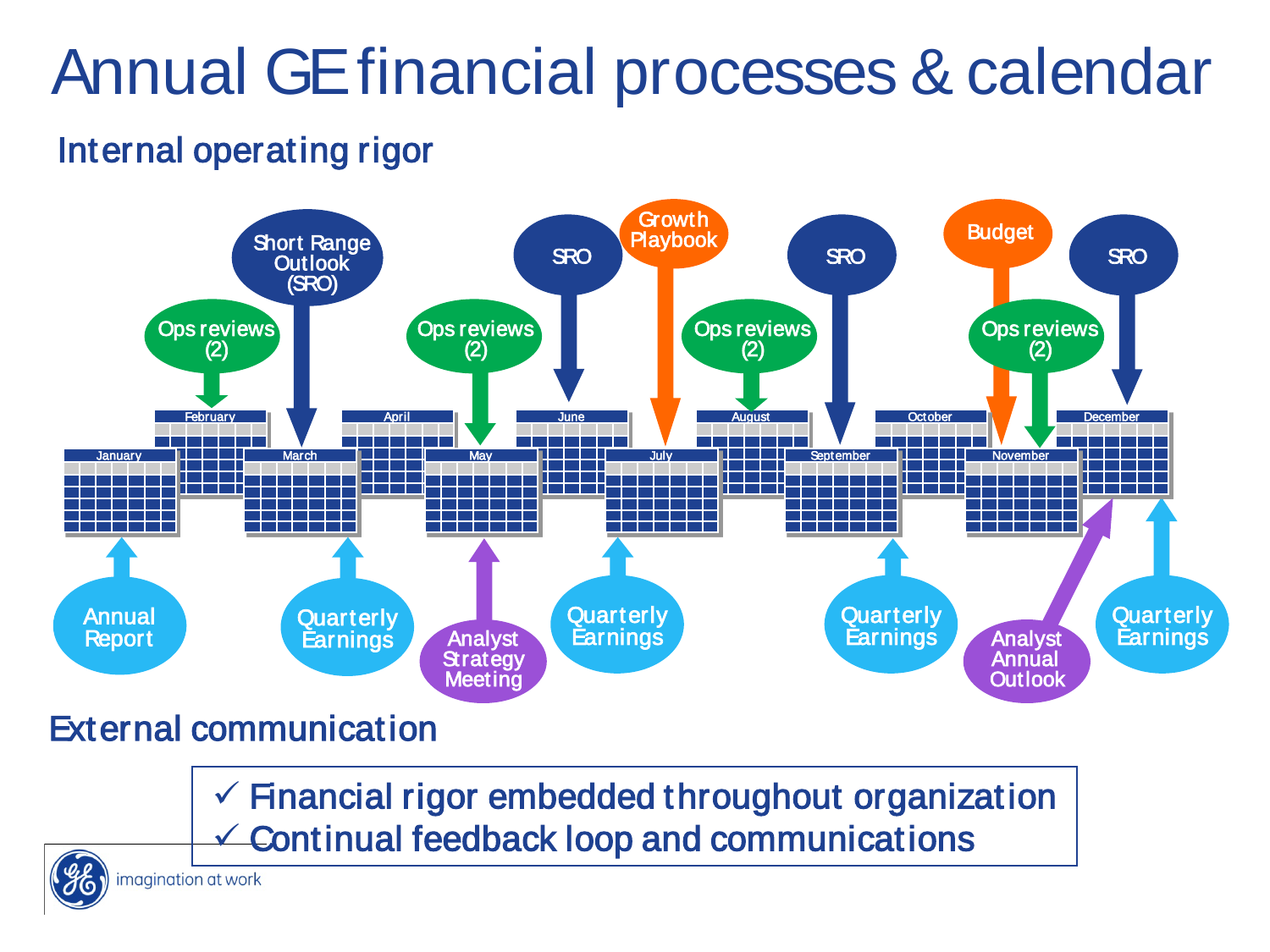# Annual GE financial processes & calendar

## Internal operating rigor

| Month | Internal operating rigor | External communication |
|---|---|---|
| January | | Annual Report |
| February | Ops reviews (2) | |
| March | Short Range Outlook (SRO) | Quarterly Earnings |
| April | | |
| May | Ops reviews (2) | Analyst Strategy Meeting |
| June | SRO | |
| July | Growth Playbook | Quarterly Earnings |
| August | Ops reviews (2) | |
| September | SRO | Quarterly Earnings |
| October | | |
| November | Budget; Ops reviews (2) | |
| December | SRO | Analyst Annual Outlook; Quarterly Earnings |

## External communication

- ✓ Financial rigor embedded throughout organization
- ✓ Continual feedback loop and communications

imagination at work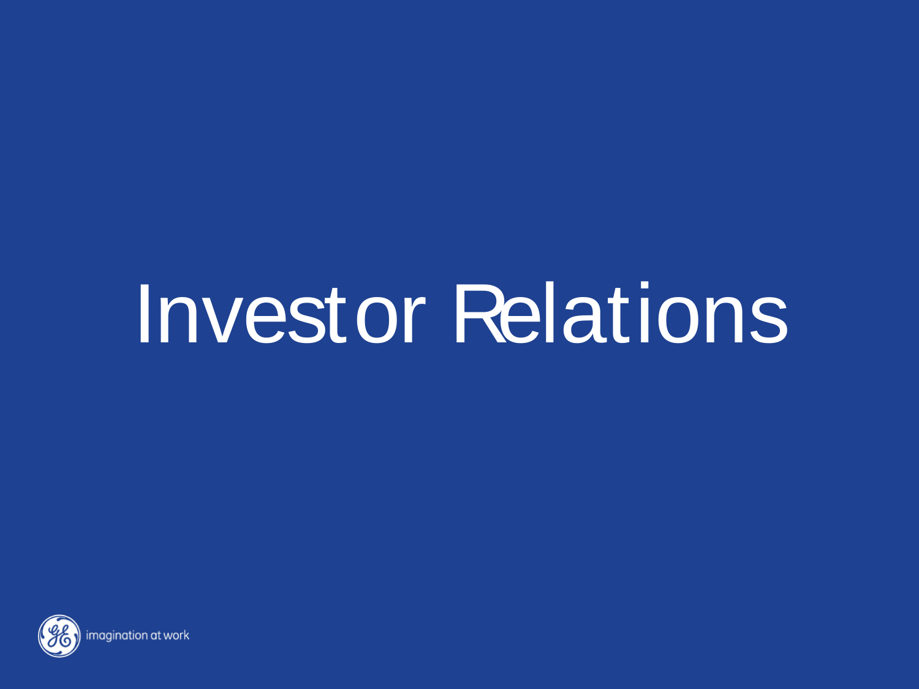# Investor Relations

imagination at work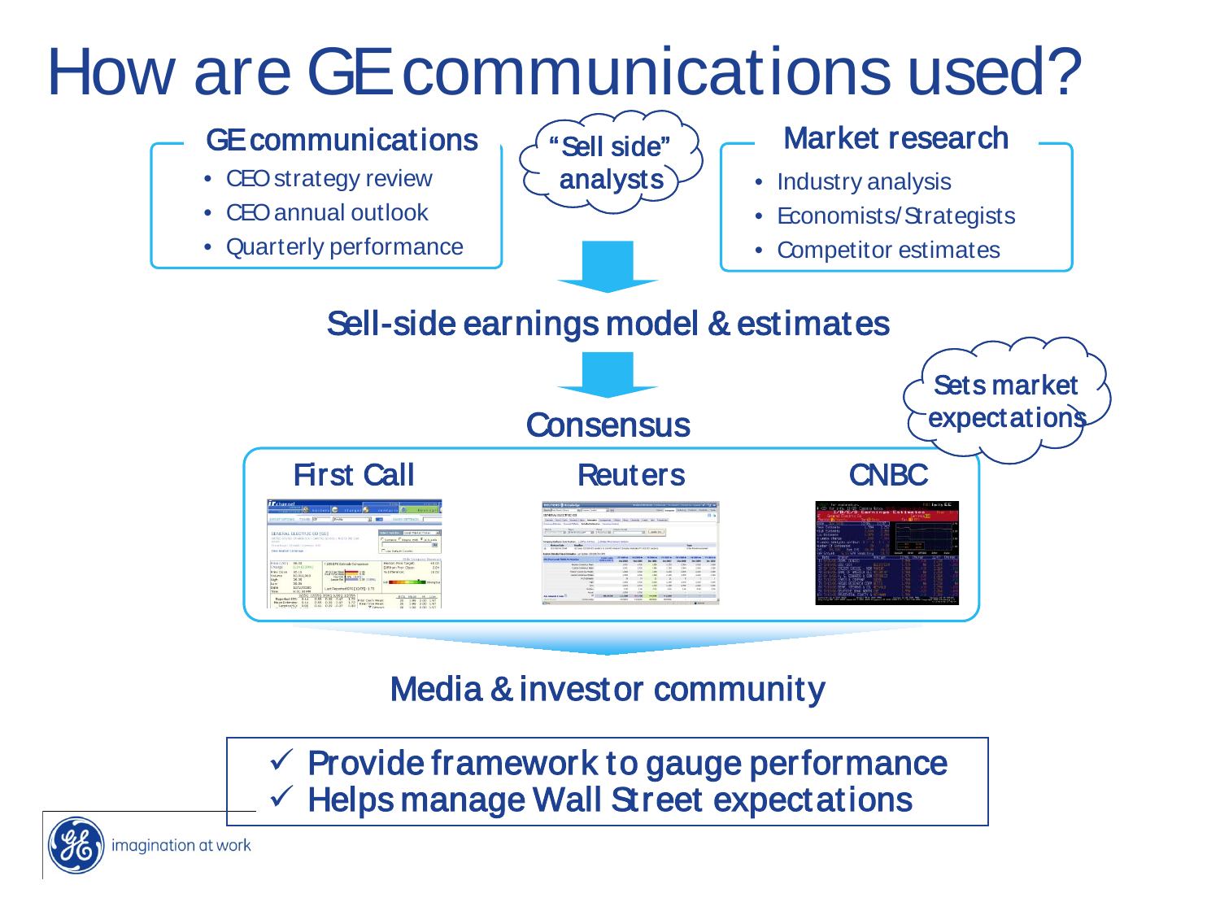# How are GE communications used?

## GE communications

- CEO strategy review
- CEO annual outlook
- Quarterly performance

"Sell side" analysts

## Market research

- Industry analysis
- Economists/Strategists
- Competitor estimates

## Sell-side earnings model & estimates

## Consensus

Sets market expectations

First Call | Reuters | CNBC

## Media & investor community

- ✓ Provide framework to gauge performance
- ✓ Helps manage Wall Street expectations

imagination at work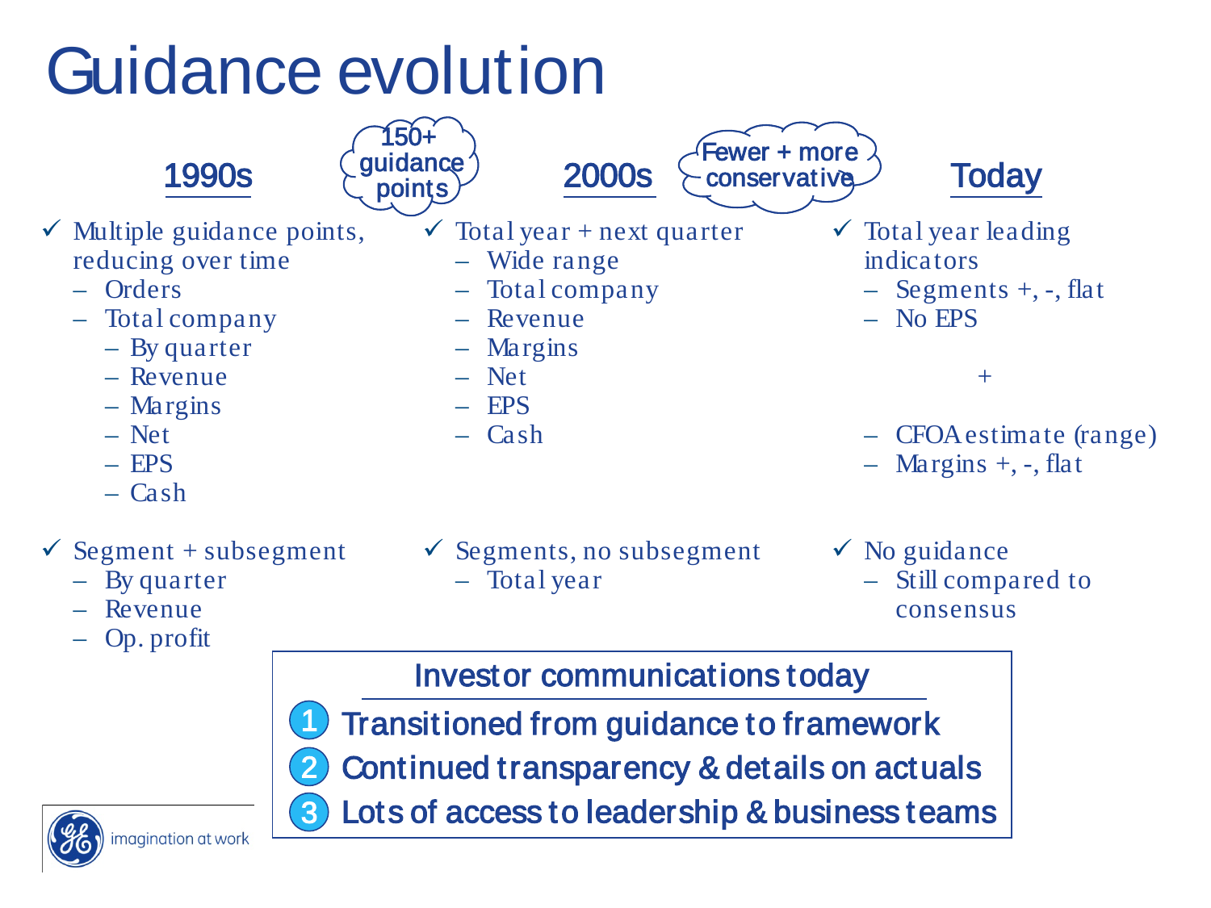# Guidance evolution

## 1990s

*150+ guidance points*

- ✓ Multiple guidance points, reducing over time
  - Orders
  - Total company
    - By quarter
    - Revenue
    - Margins
    - Net
    - EPS
    - Cash
- ✓ Segment + subsegment
  - By quarter
  - Revenue
  - Op. profit

## 2000s

*Fewer + more conservative*

- ✓ Total year + next quarter
  - Wide range
  - Total company
  - Revenue
  - Margins
  - Net
  - EPS
  - Cash
- ✓ Segments, no subsegment
  - Total year

## Today

- ✓ Total year leading indicators
  - Segments +, -, flat
  - No EPS

  +

  - CFOA estimate (range)
  - Margins +, -, flat
- ✓ No guidance
  - Still compared to consensus

### Investor communications today

1. Transitioned from guidance to framework
2. Continued transparency & details on actuals
3. Lots of access to leadership & business teams

imagination at work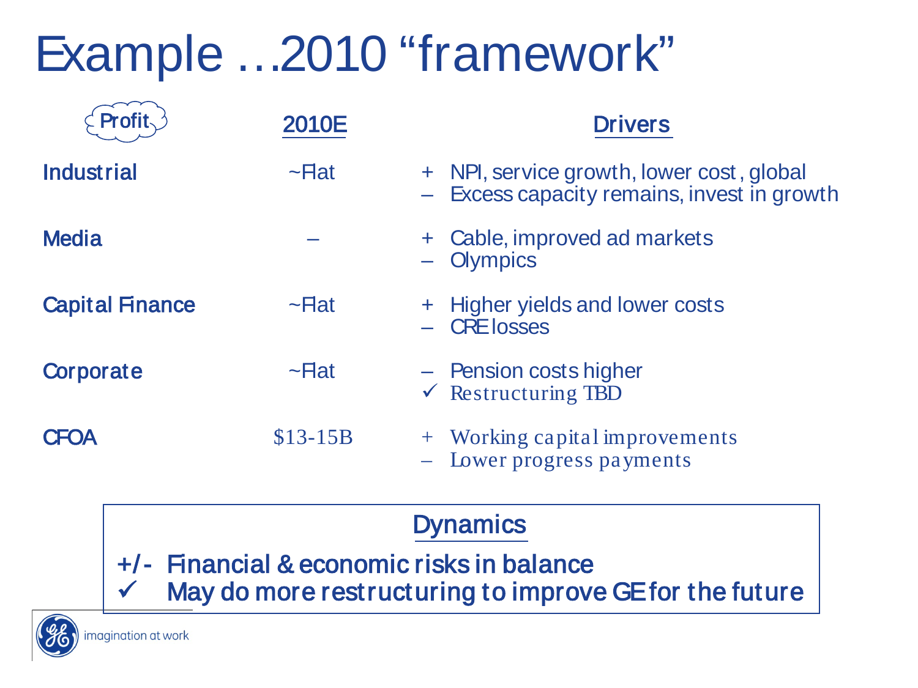# Example …2010 "framework"

| Profit | 2010E | Drivers |
|---|---|---|
| Industrial | ~Flat | + NPI, service growth, lower cost, global<br>– Excess capacity remains, invest in growth |
| Media | – | + Cable, improved ad markets<br>– Olympics |
| Capital Finance | ~Flat | + Higher yields and lower costs<br>– CRE losses |
| Corporate | ~Flat | – Pension costs higher<br>✓ Restructuring TBD |
| CFOA | $13-15B | + Working capital improvements<br>– Lower progress payments |

## Dynamics

+/- Financial & economic risks in balance

✓ May do more restructuring to improve GE for the future

imagination at work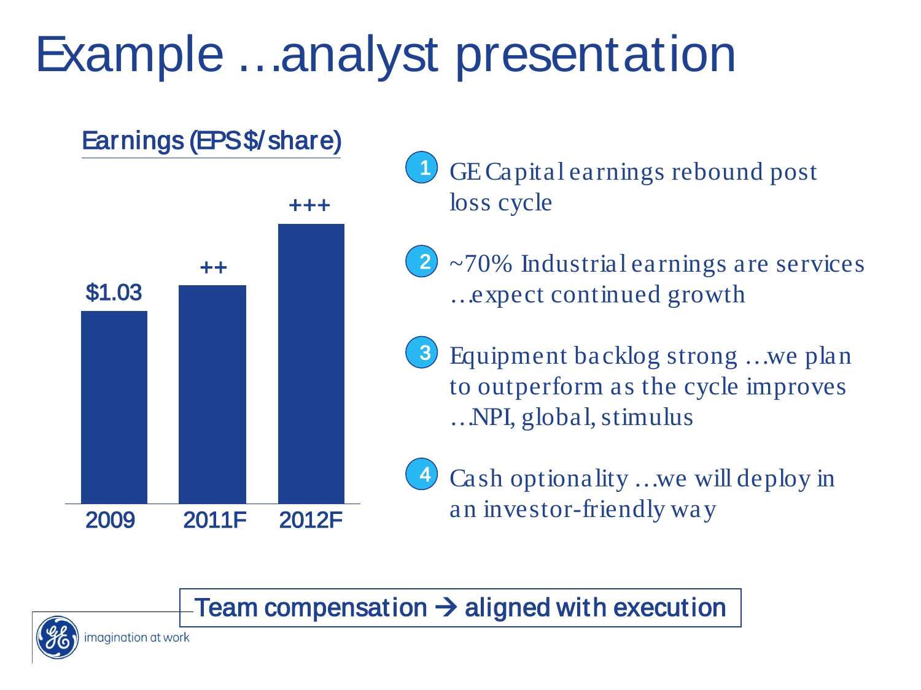# Example …analyst presentation

**Earnings (EPS $/share)**

| 2009 | 2011F | 2012F |
|---|---|---|
| $1.03 | ++ | +++ |

1. GE Capital earnings rebound post loss cycle
2. ~70% Industrial earnings are services …expect continued growth
3. Equipment backlog strong …we plan to outperform as the cycle improves …NPI, global, stimulus
4. Cash optionality …we will deploy in an investor-friendly way

**Team compensation → aligned with execution**

imagination at work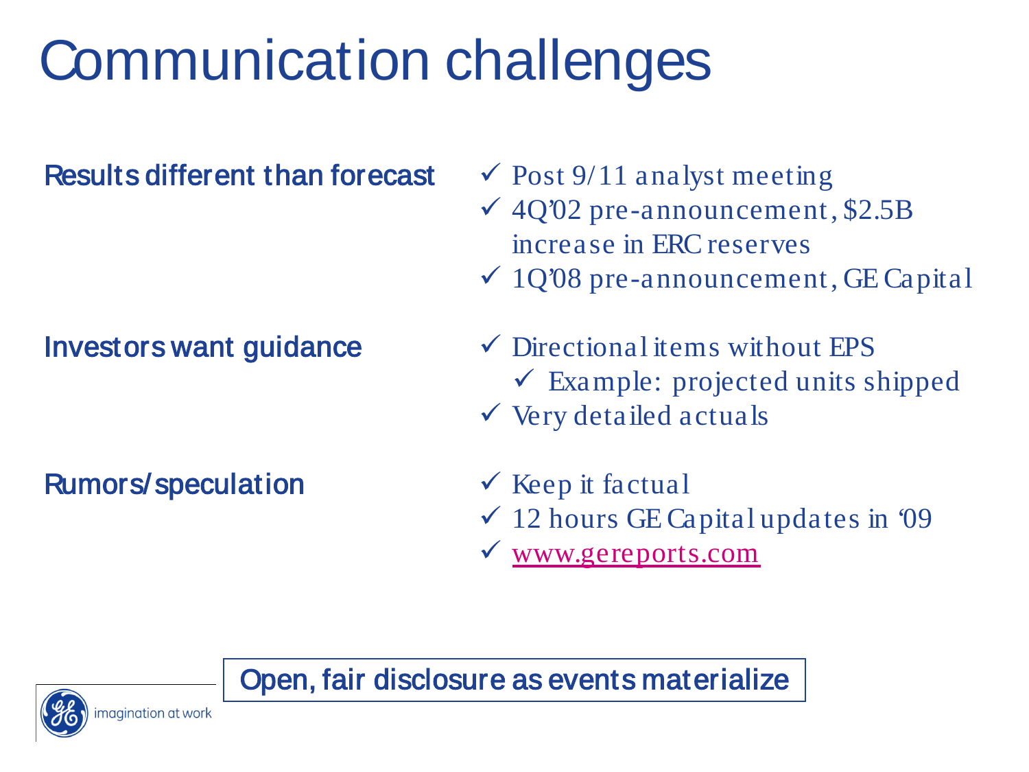# Communication challenges

**Results different than forecast**

- ✓ Post 9/11 analyst meeting
- ✓ 4Q'02 pre-announcement, $2.5B increase in ERC reserves
- ✓ 1Q'08 pre-announcement, GE Capital

**Investors want guidance**

- ✓ Directional items without EPS
  - ✓ Example: projected units shipped
- ✓ Very detailed actuals

**Rumors/speculation**

- ✓ Keep it factual
- ✓ 12 hours GE Capital updates in '09
- ✓ www.gereports.com

**Open, fair disclosure as events materialize**

imagination at work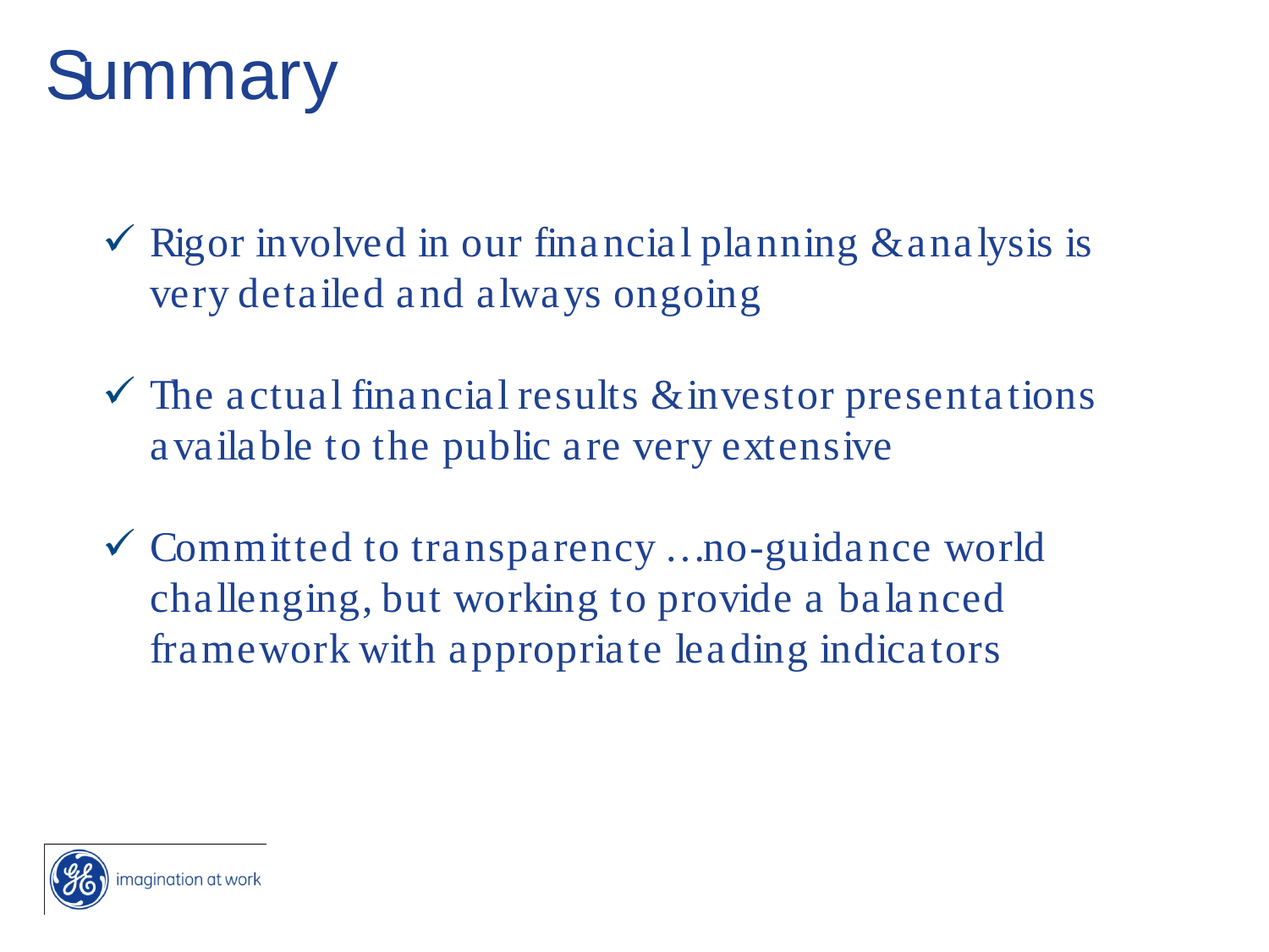# Summary

- ✓ Rigor involved in our financial planning & analysis is very detailed and always ongoing
- ✓ The actual financial results & investor presentations available to the public are very extensive
- ✓ Committed to transparency …no-guidance world challenging, but working to provide a balanced framework with appropriate leading indicators

imagination at work